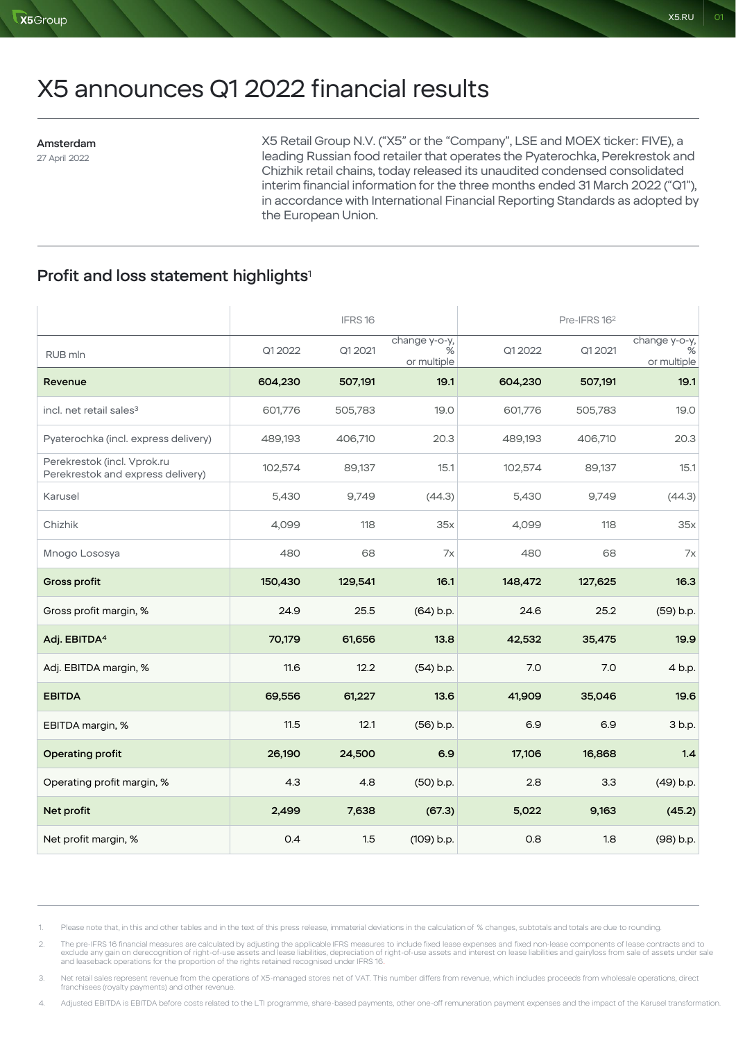# X5 announces Q1 2022 financial results

**Amsterdam**
27 April 2022

X5 Retail Group N.V. ("X5" or the "Company", LSE and MOEX ticker: FIVE), a leading Russian food retailer that operates the Pyaterochka, Perekrestok and Chizhik retail chains, today released its unaudited condensed consolidated interim financial information for the three months ended 31 March 2022 ("Q1"), in accordance with International Financial Reporting Standards as adopted by the European Union.

## Profit and loss statement highlights[1]

| | IFRS 16 | | | Pre-IFRS 16[2] | | |
|---|---|---|---|---|---|---|
| RUB mln | Q1 2022 | Q1 2021 | change y-o-y, % or multiple | Q1 2022 | Q1 2021 | change y-o-y, % or multiple |
| **Revenue** | **604,230** | **507,191** | **19.1** | **604,230** | **507,191** | **19.1** |
| incl. net retail sales[3] | 601,776 | 505,783 | 19.0 | 601,776 | 505,783 | 19.0 |
| Pyaterochka (incl. express delivery) | 489,193 | 406,710 | 20.3 | 489,193 | 406,710 | 20.3 |
| Perekrestok (incl. Vprok.ru Perekrestok and express delivery) | 102,574 | 89,137 | 15.1 | 102,574 | 89,137 | 15.1 |
| Karusel | 5,430 | 9,749 | (44.3) | 5,430 | 9,749 | (44.3) |
| Chizhik | 4,099 | 118 | 35x | 4,099 | 118 | 35x |
| Mnogo Lososya | 480 | 68 | 7x | 480 | 68 | 7x |
| **Gross profit** | **150,430** | **129,541** | **16.1** | **148,472** | **127,625** | **16.3** |
| Gross profit margin, % | 24.9 | 25.5 | (64) b.p. | 24.6 | 25.2 | (59) b.p. |
| **Adj. EBITDA[4]** | **70,179** | **61,656** | **13.8** | **42,532** | **35,475** | **19.9** |
| Adj. EBITDA margin, % | 11.6 | 12.2 | (54) b.p. | 7.0 | 7.0 | 4 b.p. |
| **EBITDA** | **69,556** | **61,227** | **13.6** | **41,909** | **35,046** | **19.6** |
| EBITDA margin, % | 11.5 | 12.1 | (56) b.p. | 6.9 | 6.9 | 3 b.p. |
| **Operating profit** | **26,190** | **24,500** | **6.9** | **17,106** | **16,868** | **1.4** |
| Operating profit margin, % | 4.3 | 4.8 | (50) b.p. | 2.8 | 3.3 | (49) b.p. |
| **Net profit** | **2,499** | **7,638** | **(67.3)** | **5,022** | **9,163** | **(45.2)** |
| Net profit margin, % | 0.4 | 1.5 | (109) b.p. | 0.8 | 1.8 | (98) b.p. |

1. Please note that, in this and other tables and in the text of this press release, immaterial deviations in the calculation of % changes, subtotals and totals are due to rounding.
2. The pre-IFRS 16 financial measures are calculated by adjusting the applicable IFRS measures to include fixed lease expenses and fixed non-lease components of lease contracts and to exclude any gain on derecognition of right-of-use assets and lease liabilities, depreciation of right-of-use assets and interest on lease liabilities and gain/loss from sale of assets under sale and leaseback operations for the proportion of the rights retained recognised under IFRS 16.
3. Net retail sales represent revenue from the operations of X5-managed stores net of VAT. This number differs from revenue, which includes proceeds from wholesale operations, direct franchisees (royalty payments) and other revenue.
4. Adjusted EBITDA is EBITDA before costs related to the LTI programme, share-based payments, other one-off remuneration payment expenses and the impact of the Karusel transformation.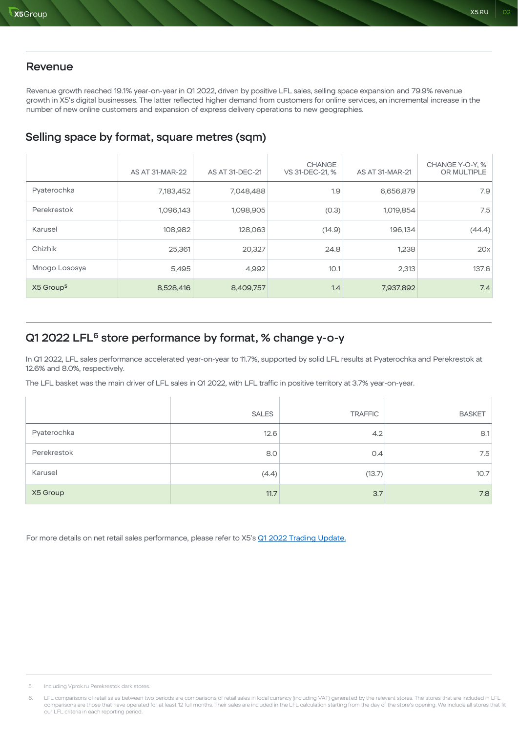## Revenue

Revenue growth reached 19.1% year-on-year in Q1 2022, driven by positive LFL sales, selling space expansion and 79.9% revenue growth in X5's digital businesses. The latter reflected higher demand from customers for online services, an incremental increase in the number of new online customers and expansion of express delivery operations to new geographies.

## Selling space by format, square metres (sqm)

| | AS AT 31-MAR-22 | AS AT 31-DEC-21 | CHANGE VS 31-DEC-21, % | AS AT 31-MAR-21 | CHANGE Y-O-Y, % OR MULTIPLE |
|---|---|---|---|---|---|
| Pyaterochka | 7,183,452 | 7,048,488 | 1.9 | 6,656,879 | 7.9 |
| Perekrestok | 1,096,143 | 1,098,905 | (0.3) | 1,019,854 | 7.5 |
| Karusel | 108,982 | 128,063 | (14.9) | 196,134 | (44.4) |
| Chizhik | 25,361 | 20,327 | 24.8 | 1,238 | 20x |
| Mnogo Lososya | 5,495 | 4,992 | 10.1 | 2,313 | 137.6 |
| X5 Group[5] | 8,528,416 | 8,409,757 | 1.4 | 7,937,892 | 7.4 |

## Q1 2022 LFL[6] store performance by format, % change y-o-y

In Q1 2022, LFL sales performance accelerated year-on-year to 11.7%, supported by solid LFL results at Pyaterochka and Perekrestok at 12.6% and 8.0%, respectively.

The LFL basket was the main driver of LFL sales in Q1 2022, with LFL traffic in positive territory at 3.7% year-on-year.

| | SALES | TRAFFIC | BASKET |
|---|---|---|---|
| Pyaterochka | 12.6 | 4.2 | 8.1 |
| Perekrestok | 8.0 | 0.4 | 7.5 |
| Karusel | (4.4) | (13.7) | 10.7 |
| X5 Group | 11.7 | 3.7 | 7.8 |

For more details on net retail sales performance, please refer to X5's Q1 2022 Trading Update.

5. Including Vprok.ru Perekrestok dark stores.

6. LFL comparisons of retail sales between two periods are comparisons of retail sales in local currency (including VAT) generated by the relevant stores. The stores that are included in LFL comparisons are those that have operated for at least 12 full months. Their sales are included in the LFL calculation starting from the day of the store's opening. We include all stores that fit our LFL criteria in each reporting period.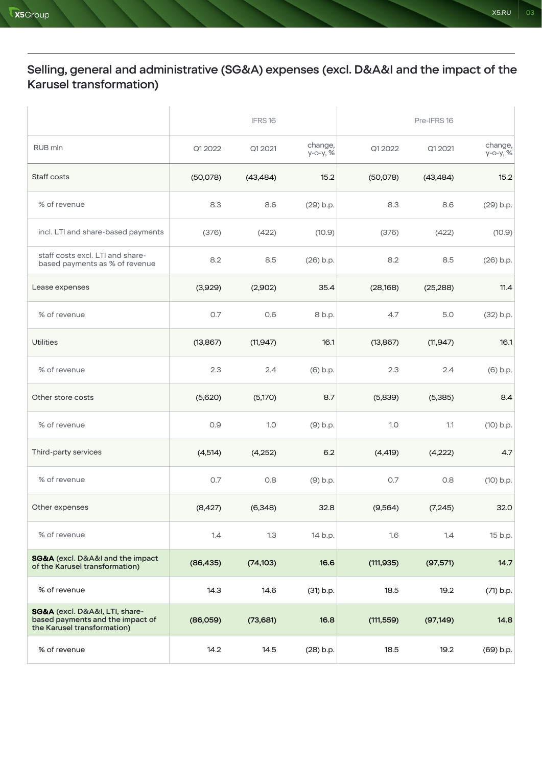## Selling, general and administrative (SG&A) expenses (excl. D&A&I and the impact of the Karusel transformation)

| | IFRS 16 | | | Pre-IFRS 16 | | |
|---|---|---|---|---|---|---|
| RUB mln | Q1 2022 | Q1 2021 | change, y-o-y, % | Q1 2022 | Q1 2021 | change, y-o-y, % |
| Staff costs | (50,078) | (43,484) | 15.2 | (50,078) | (43,484) | 15.2 |
| % of revenue | 8.3 | 8.6 | (29) b.p. | 8.3 | 8.6 | (29) b.p. |
| incl. LTI and share-based payments | (376) | (422) | (10.9) | (376) | (422) | (10.9) |
| staff costs excl. LTI and share-based payments as % of revenue | 8.2 | 8.5 | (26) b.p. | 8.2 | 8.5 | (26) b.p. |
| Lease expenses | (3,929) | (2,902) | 35.4 | (28,168) | (25,288) | 11.4 |
| % of revenue | 0.7 | 0.6 | 8 b.p. | 4.7 | 5.0 | (32) b.p. |
| Utilities | (13,867) | (11,947) | 16.1 | (13,867) | (11,947) | 16.1 |
| % of revenue | 2.3 | 2.4 | (6) b.p. | 2.3 | 2.4 | (6) b.p. |
| Other store costs | (5,620) | (5,170) | 8.7 | (5,839) | (5,385) | 8.4 |
| % of revenue | 0.9 | 1.0 | (9) b.p. | 1.0 | 1.1 | (10) b.p. |
| Third-party services | (4,514) | (4,252) | 6.2 | (4,419) | (4,222) | 4.7 |
| % of revenue | 0.7 | 0.8 | (9) b.p. | 0.7 | 0.8 | (10) b.p. |
| Other expenses | (8,427) | (6,348) | 32.8 | (9,564) | (7,245) | 32.0 |
| % of revenue | 1.4 | 1.3 | 14 b.p. | 1.6 | 1.4 | 15 b.p. |
| **SG&A** (excl. D&A&I and the impact of the Karusel transformation) | **(86,435)** | **(74,103)** | **16.6** | **(111,935)** | **(97,571)** | **14.7** |
| % of revenue | 14.3 | 14.6 | (31) b.p. | 18.5 | 19.2 | (71) b.p. |
| **SG&A** (excl. D&A&I, LTI, share-based payments and the impact of the Karusel transformation) | **(86,059)** | **(73,681)** | **16.8** | **(111,559)** | **(97,149)** | **14.8** |
| % of revenue | 14.2 | 14.5 | (28) b.p. | 18.5 | 19.2 | (69) b.p. |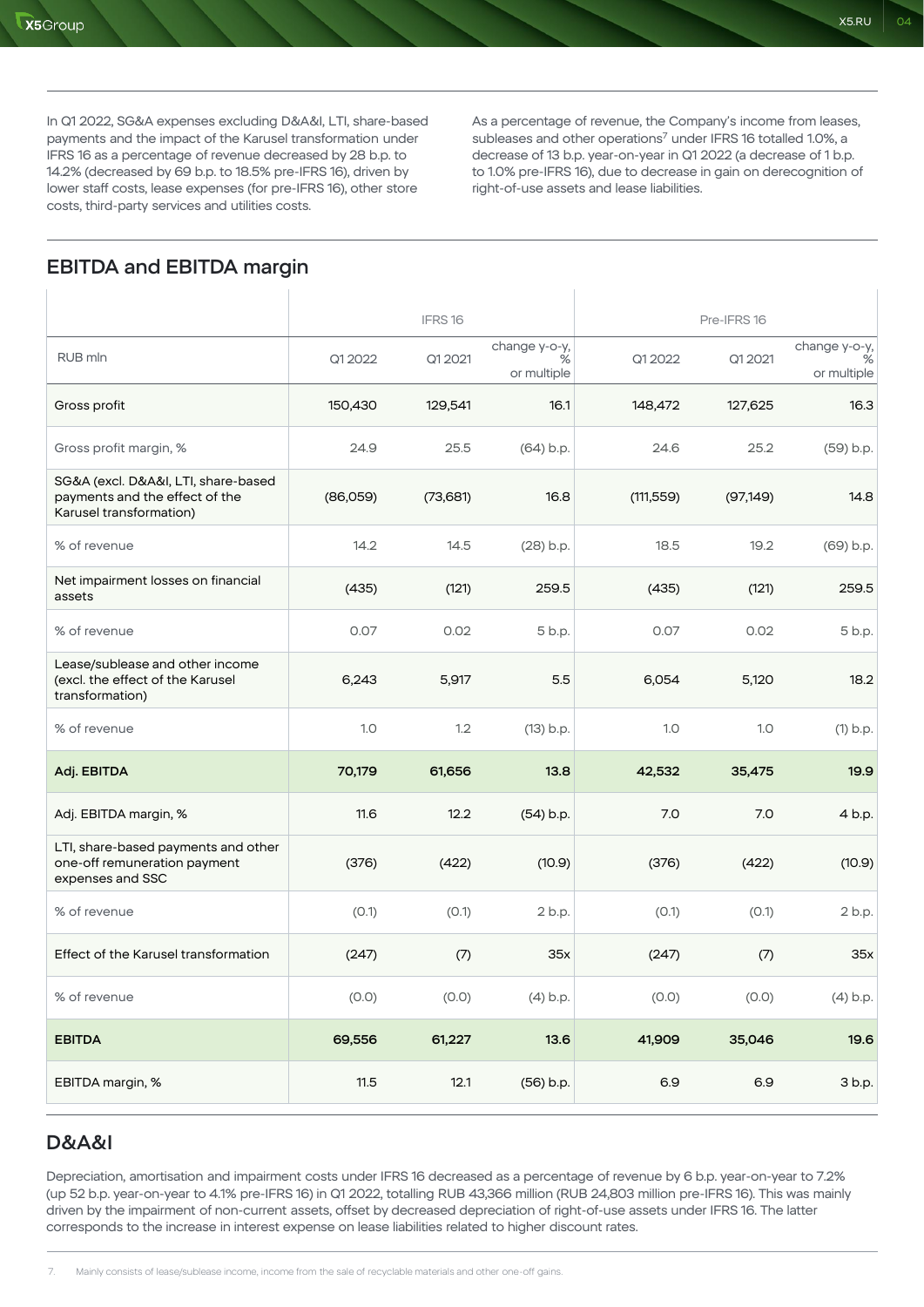In Q1 2022, SG&A expenses excluding D&A&I, LTI, share-based payments and the impact of the Karusel transformation under IFRS 16 as a percentage of revenue decreased by 28 b.p. to 14.2% (decreased by 69 b.p. to 18.5% pre-IFRS 16), driven by lower staff costs, lease expenses (for pre-IFRS 16), other store costs, third-party services and utilities costs.

As a percentage of revenue, the Company's income from leases, subleases and other operations[7] under IFRS 16 totalled 1.0%, a decrease of 13 b.p. year-on-year in Q1 2022 (a decrease of 1 b.p. to 1.0% pre-IFRS 16), due to decrease in gain on derecognition of right-of-use assets and lease liabilities.

## EBITDA and EBITDA margin

| | IFRS 16 | | | Pre-IFRS 16 | | |
|---|---|---|---|---|---|---|
| RUB mln | Q1 2022 | Q1 2021 | change y-o-y, % or multiple | Q1 2022 | Q1 2021 | change y-o-y, % or multiple |
| Gross profit | 150,430 | 129,541 | 16.1 | 148,472 | 127,625 | 16.3 |
| Gross profit margin, % | 24.9 | 25.5 | (64) b.p. | 24.6 | 25.2 | (59) b.p. |
| SG&A (excl. D&A&I, LTI, share-based payments and the effect of the Karusel transformation) | (86,059) | (73,681) | 16.8 | (111,559) | (97,149) | 14.8 |
| % of revenue | 14.2 | 14.5 | (28) b.p. | 18.5 | 19.2 | (69) b.p. |
| Net impairment losses on financial assets | (435) | (121) | 259.5 | (435) | (121) | 259.5 |
| % of revenue | 0.07 | 0.02 | 5 b.p. | 0.07 | 0.02 | 5 b.p. |
| Lease/sublease and other income (excl. the effect of the Karusel transformation) | 6,243 | 5,917 | 5.5 | 6,054 | 5,120 | 18.2 |
| % of revenue | 1.0 | 1.2 | (13) b.p. | 1.0 | 1.0 | (1) b.p. |
| **Adj. EBITDA** | **70,179** | **61,656** | **13.8** | **42,532** | **35,475** | **19.9** |
| Adj. EBITDA margin, % | 11.6 | 12.2 | (54) b.p. | 7.0 | 7.0 | 4 b.p. |
| LTI, share-based payments and other one-off remuneration payment expenses and SSC | (376) | (422) | (10.9) | (376) | (422) | (10.9) |
| % of revenue | (0.1) | (0.1) | 2 b.p. | (0.1) | (0.1) | 2 b.p. |
| Effect of the Karusel transformation | (247) | (7) | 35x | (247) | (7) | 35x |
| % of revenue | (0.0) | (0.0) | (4) b.p. | (0.0) | (0.0) | (4) b.p. |
| **EBITDA** | **69,556** | **61,227** | **13.6** | **41,909** | **35,046** | **19.6** |
| EBITDA margin, % | 11.5 | 12.1 | (56) b.p. | 6.9 | 6.9 | 3 b.p. |

## D&A&I

Depreciation, amortisation and impairment costs under IFRS 16 decreased as a percentage of revenue by 6 b.p. year-on-year to 7.2% (up 52 b.p. year-on-year to 4.1% pre-IFRS 16) in Q1 2022, totalling RUB 43,366 million (RUB 24,803 million pre-IFRS 16). This was mainly driven by the impairment of non-current assets, offset by decreased depreciation of right-of-use assets under IFRS 16. The latter corresponds to the increase in interest expense on lease liabilities related to higher discount rates.

7. Mainly consists of lease/sublease income, income from the sale of recyclable materials and other one-off gains.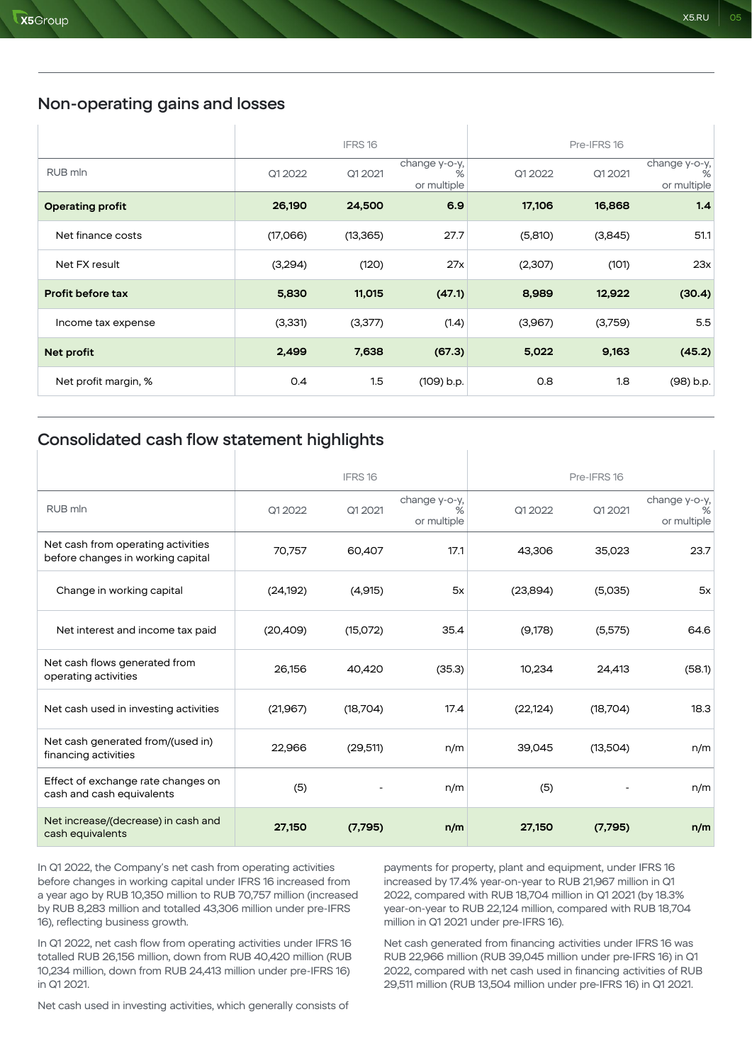## Non-operating gains and losses

| RUB mln | IFRS 16 | | | Pre-IFRS 16 | | |
|---|---|---|---|---|---|---|
| | Q1 2022 | Q1 2021 | change y-o-y, % or multiple | Q1 2022 | Q1 2021 | change y-o-y, % or multiple |
| **Operating profit** | **26,190** | **24,500** | **6.9** | **17,106** | **16,868** | **1.4** |
| Net finance costs | (17,066) | (13,365) | 27.7 | (5,810) | (3,845) | 51.1 |
| Net FX result | (3,294) | (120) | 27x | (2,307) | (101) | 23x |
| **Profit before tax** | **5,830** | **11,015** | **(47.1)** | **8,989** | **12,922** | **(30.4)** |
| Income tax expense | (3,331) | (3,377) | (1.4) | (3,967) | (3,759) | 5.5 |
| **Net profit** | **2,499** | **7,638** | **(67.3)** | **5,022** | **9,163** | **(45.2)** |
| Net profit margin, % | 0.4 | 1.5 | (109) b.p. | 0.8 | 1.8 | (98) b.p. |

## Consolidated cash flow statement highlights

| RUB mln | IFRS 16 | | | Pre-IFRS 16 | | |
|---|---|---|---|---|---|---|
| | Q1 2022 | Q1 2021 | change y-o-y, % or multiple | Q1 2022 | Q1 2021 | change y-o-y, % or multiple |
| Net cash from operating activities before changes in working capital | 70,757 | 60,407 | 17.1 | 43,306 | 35,023 | 23.7 |
| Change in working capital | (24,192) | (4,915) | 5x | (23,894) | (5,035) | 5x |
| Net interest and income tax paid | (20,409) | (15,072) | 35.4 | (9,178) | (5,575) | 64.6 |
| Net cash flows generated from operating activities | 26,156 | 40,420 | (35.3) | 10,234 | 24,413 | (58.1) |
| Net cash used in investing activities | (21,967) | (18,704) | 17.4 | (22,124) | (18,704) | 18.3 |
| Net cash generated from/(used in) financing activities | 22,966 | (29,511) | n/m | 39,045 | (13,504) | n/m |
| Effect of exchange rate changes on cash and cash equivalents | (5) | - | n/m | (5) | - | n/m |
| **Net increase/(decrease) in cash and cash equivalents** | **27,150** | **(7,795)** | **n/m** | **27,150** | **(7,795)** | **n/m** |

In Q1 2022, the Company's net cash from operating activities before changes in working capital under IFRS 16 increased from a year ago by RUB 10,350 million to RUB 70,757 million (increased by RUB 8,283 million and totalled 43,306 million under pre-IFRS 16), reflecting business growth.

In Q1 2022, net cash flow from operating activities under IFRS 16 totalled RUB 26,156 million, down from RUB 40,420 million (RUB 10,234 million, down from RUB 24,413 million under pre-IFRS 16) in Q1 2021.

Net cash used in investing activities, which generally consists of payments for property, plant and equipment, under IFRS 16 increased by 17.4% year-on-year to RUB 21,967 million in Q1 2022, compared with RUB 18,704 million in Q1 2021 (by 18.3% year-on-year to RUB 22,124 million, compared with RUB 18,704 million in Q1 2021 under pre-IFRS 16).

Net cash generated from financing activities under IFRS 16 was RUB 22,966 million (RUB 39,045 million under pre-IFRS 16) in Q1 2022, compared with net cash used in financing activities of RUB 29,511 million (RUB 13,504 million under pre-IFRS 16) in Q1 2021.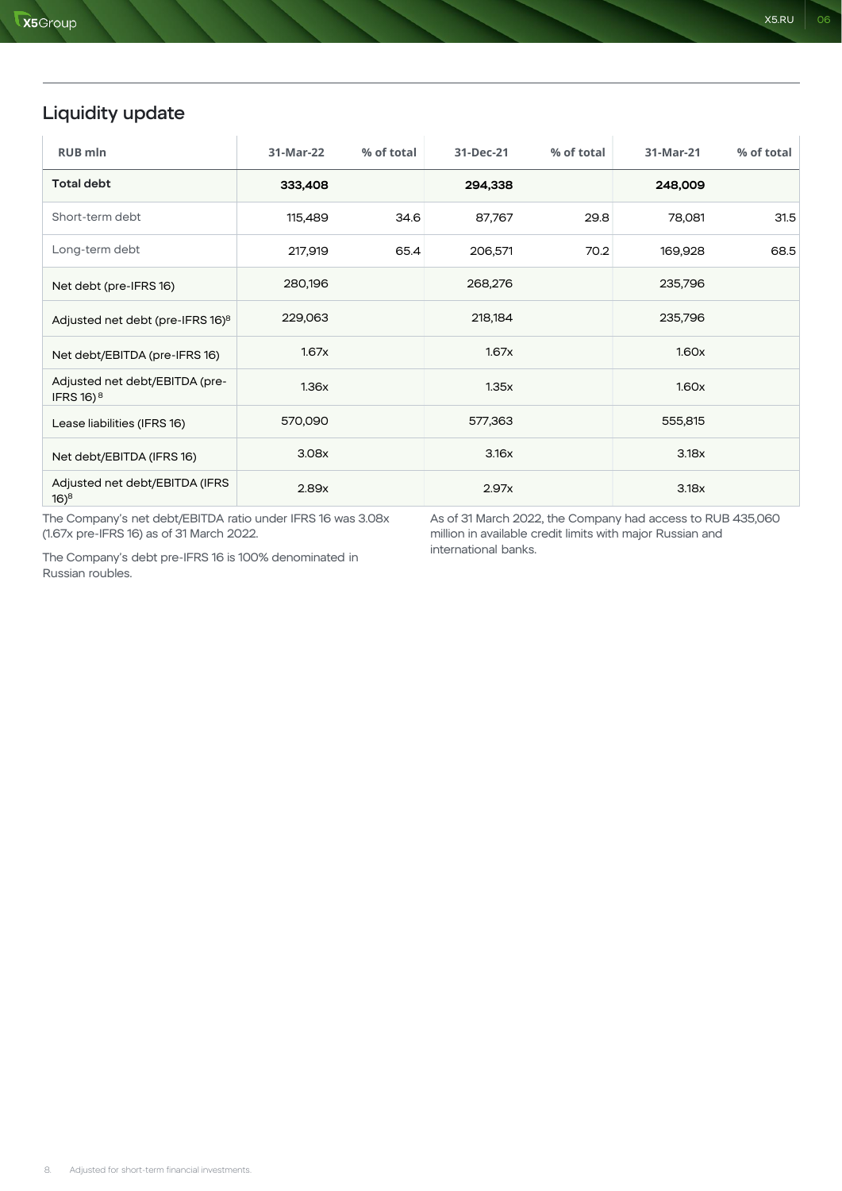## Liquidity update

| RUB mln | 31-Mar-22 | % of total | 31-Dec-21 | % of total | 31-Mar-21 | % of total |
|---|---|---|---|---|---|---|
| **Total debt** | **333,408** | | **294,338** | | **248,009** | |
| Short-term debt | 115,489 | 34.6 | 87,767 | 29.8 | 78,081 | 31.5 |
| Long-term debt | 217,919 | 65.4 | 206,571 | 70.2 | 169,928 | 68.5 |
| Net debt (pre-IFRS 16) | 280,196 | | 268,276 | | 235,796 | |
| Adjusted net debt (pre-IFRS 16)[8] | 229,063 | | 218,184 | | 235,796 | |
| Net debt/EBITDA (pre-IFRS 16) | 1.67x | | 1.67x | | 1.60x | |
| Adjusted net debt/EBITDA (pre-IFRS 16)[8] | 1.36x | | 1.35x | | 1.60x | |
| Lease liabilities (IFRS 16) | 570,090 | | 577,363 | | 555,815 | |
| Net debt/EBITDA (IFRS 16) | 3.08x | | 3.16x | | 3.18x | |
| Adjusted net debt/EBITDA (IFRS 16)[8] | 2.89x | | 2.97x | | 3.18x | |

The Company's net debt/EBITDA ratio under IFRS 16 was 3.08x (1.67x pre-IFRS 16) as of 31 March 2022.

The Company's debt pre-IFRS 16 is 100% denominated in Russian roubles.

As of 31 March 2022, the Company had access to RUB 435,060 million in available credit limits with major Russian and international banks.

8. Adjusted for short-term financial investments.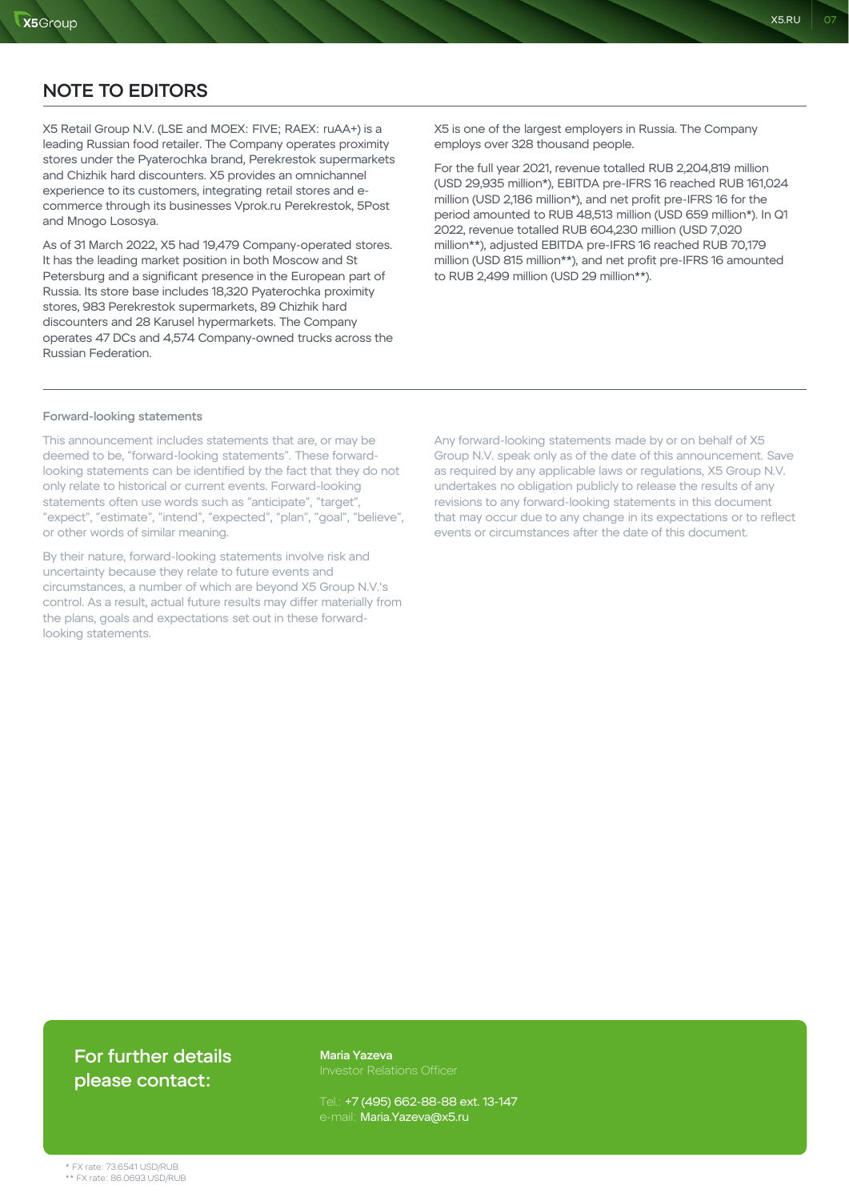## NOTE TO EDITORS

X5 Retail Group N.V. (LSE and MOEX: FIVE; RAEX: ruAA+) is a leading Russian food retailer. The Company operates proximity stores under the Pyaterochka brand, Perekrestok supermarkets and Chizhik hard discounters. X5 provides an omnichannel experience to its customers, integrating retail stores and e-commerce through its businesses Vprok.ru Perekrestok, 5Post and Mnogo Lososya.

As of 31 March 2022, X5 had 19,479 Company-operated stores. It has the leading market position in both Moscow and St Petersburg and a significant presence in the European part of Russia. Its store base includes 18,320 Pyaterochka proximity stores, 983 Perekrestok supermarkets, 89 Chizhik hard discounters and 28 Karusel hypermarkets. The Company operates 47 DCs and 4,574 Company-owned trucks across the Russian Federation.

X5 is one of the largest employers in Russia. The Company employs over 328 thousand people.

For the full year 2021, revenue totalled RUB 2,204,819 million (USD 29,935 million*), EBITDA pre-IFRS 16 reached RUB 161,024 million (USD 2,186 million*), and net profit pre-IFRS 16 for the period amounted to RUB 48,513 million (USD 659 million*). In Q1 2022, revenue totalled RUB 604,230 million (USD 7,020 million**), adjusted EBITDA pre-IFRS 16 reached RUB 70,179 million (USD 815 million**), and net profit pre-IFRS 16 amounted to RUB 2,499 million (USD 29 million**).

### Forward-looking statements

This announcement includes statements that are, or may be deemed to be, “forward-looking statements”. These forward-looking statements can be identified by the fact that they do not only relate to historical or current events. Forward-looking statements often use words such as “anticipate”, “target”, “expect”, “estimate”, “intend”, “expected”, “plan”, “goal”, “believe”, or other words of similar meaning.

By their nature, forward-looking statements involve risk and uncertainty because they relate to future events and circumstances, a number of which are beyond X5 Group N.V.'s control. As a result, actual future results may differ materially from the plans, goals and expectations set out in these forward-looking statements.

Any forward-looking statements made by or on behalf of X5 Group N.V. speak only as of the date of this announcement. Save as required by any applicable laws or regulations, X5 Group N.V. undertakes no obligation publicly to release the results of any revisions to any forward-looking statements in this document that may occur due to any change in its expectations or to reflect events or circumstances after the date of this document.

**For further details please contact:**

**Maria Yazeva**
Investor Relations Officer

Tel.: +7 (495) 662-88-88 ext. 13-147
e-mail: Maria.Yazeva@x5.ru

\* FX rate: 73.6541 USD/RUB
\*\* FX rate: 86.0693 USD/RUB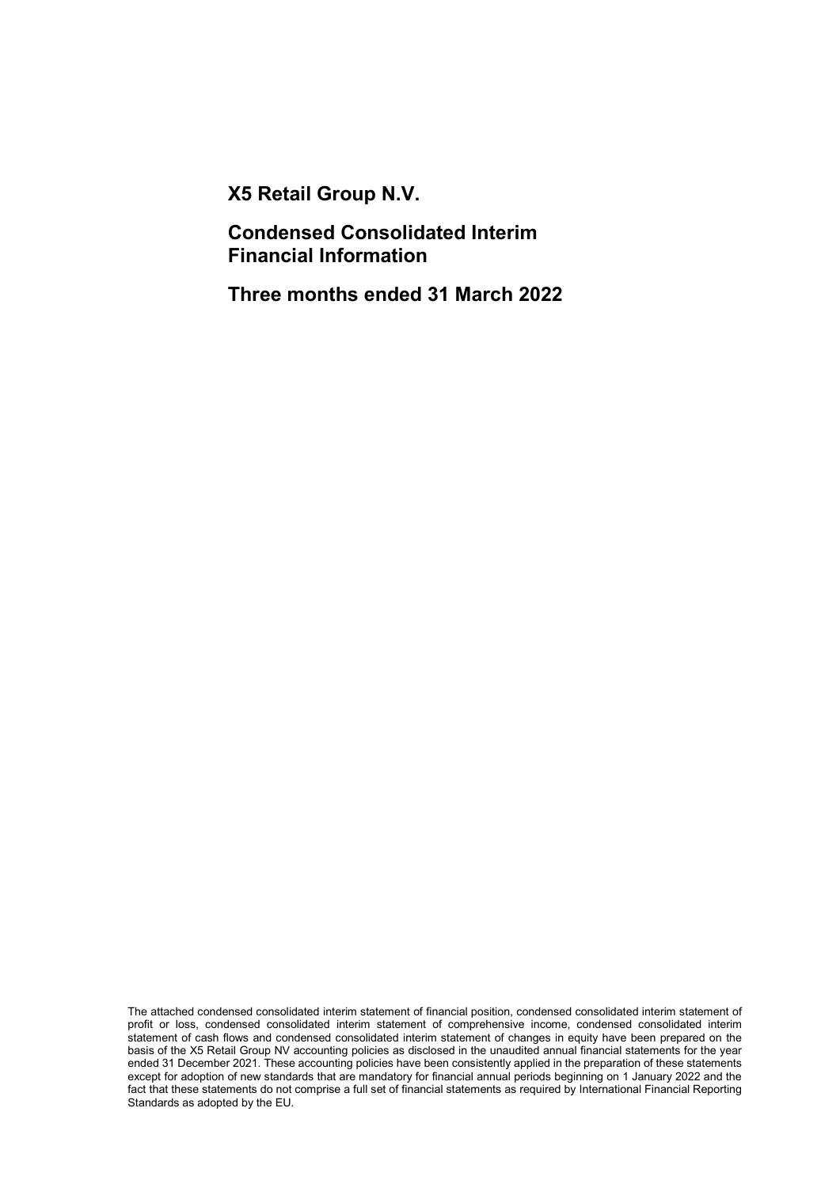# X5 Retail Group N.V.

## Condensed Consolidated Interim Financial Information

## Three months ended 31 March 2022

The attached condensed consolidated interim statement of financial position, condensed consolidated interim statement of profit or loss, condensed consolidated interim statement of comprehensive income, condensed consolidated interim statement of cash flows and condensed consolidated interim statement of changes in equity have been prepared on the basis of the X5 Retail Group NV accounting policies as disclosed in the unaudited annual financial statements for the year ended 31 December 2021. These accounting policies have been consistently applied in the preparation of these statements except for adoption of new standards that are mandatory for financial annual periods beginning on 1 January 2022 and the fact that these statements do not comprise a full set of financial statements as required by International Financial Reporting Standards as adopted by the EU.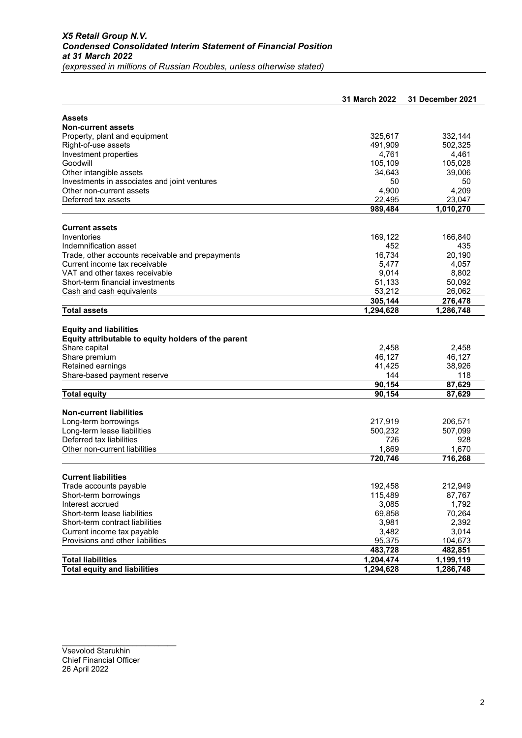***X5 Retail Group N.V.***
***Condensed Consolidated Interim Statement of Financial Position***
***at 31 March 2022***
*(expressed in millions of Russian Roubles, unless otherwise stated)*

| | **31 March 2022** | **31 December 2021** |
|---|---|---|
| **Assets** | | |
| **Non-current assets** | | |
| Property, plant and equipment | 325,617 | 332,144 |
| Right-of-use assets | 491,909 | 502,325 |
| Investment properties | 4,761 | 4,461 |
| Goodwill | 105,109 | 105,028 |
| Other intangible assets | 34,643 | 39,006 |
| Investments in associates and joint ventures | 50 | 50 |
| Other non-current assets | 4,900 | 4,209 |
| Deferred tax assets | 22,495 | 23,047 |
| | **989,484** | **1,010,270** |
| **Current assets** | | |
| Inventories | 169,122 | 166,840 |
| Indemnification asset | 452 | 435 |
| Trade, other accounts receivable and prepayments | 16,734 | 20,190 |
| Current income tax receivable | 5,477 | 4,057 |
| VAT and other taxes receivable | 9,014 | 8,802 |
| Short-term financial investments | 51,133 | 50,092 |
| Cash and cash equivalents | 53,212 | 26,062 |
| | **305,144** | **276,478** |
| **Total assets** | **1,294,628** | **1,286,748** |
| **Equity and liabilities** | | |
| **Equity attributable to equity holders of the parent** | | |
| Share capital | 2,458 | 2,458 |
| Share premium | 46,127 | 46,127 |
| Retained earnings | 41,425 | 38,926 |
| Share-based payment reserve | 144 | 118 |
| | **90,154** | **87,629** |
| **Total equity** | **90,154** | **87,629** |
| **Non-current liabilities** | | |
| Long-term borrowings | 217,919 | 206,571 |
| Long-term lease liabilities | 500,232 | 507,099 |
| Deferred tax liabilities | 726 | 928 |
| Other non-current liabilities | 1,869 | 1,670 |
| | **720,746** | **716,268** |
| **Current liabilities** | | |
| Trade accounts payable | 192,458 | 212,949 |
| Short-term borrowings | 115,489 | 87,767 |
| Interest accrued | 3,085 | 1,792 |
| Short-term lease liabilities | 69,858 | 70,264 |
| Short-term contract liabilities | 3,981 | 2,392 |
| Current income tax payable | 3,482 | 3,014 |
| Provisions and other liabilities | 95,375 | 104,673 |
| | **483,728** | **482,851** |
| **Total liabilities** | **1,204,474** | **1,199,119** |
| **Total equity and liabilities** | **1,294,628** | **1,286,748** |

\_\_\_\_\_\_\_\_\_\_\_\_\_\_\_\_\_\_\_\_\_\_\_\_\_\_

Vsevolod Starukhin
Chief Financial Officer
26 April 2022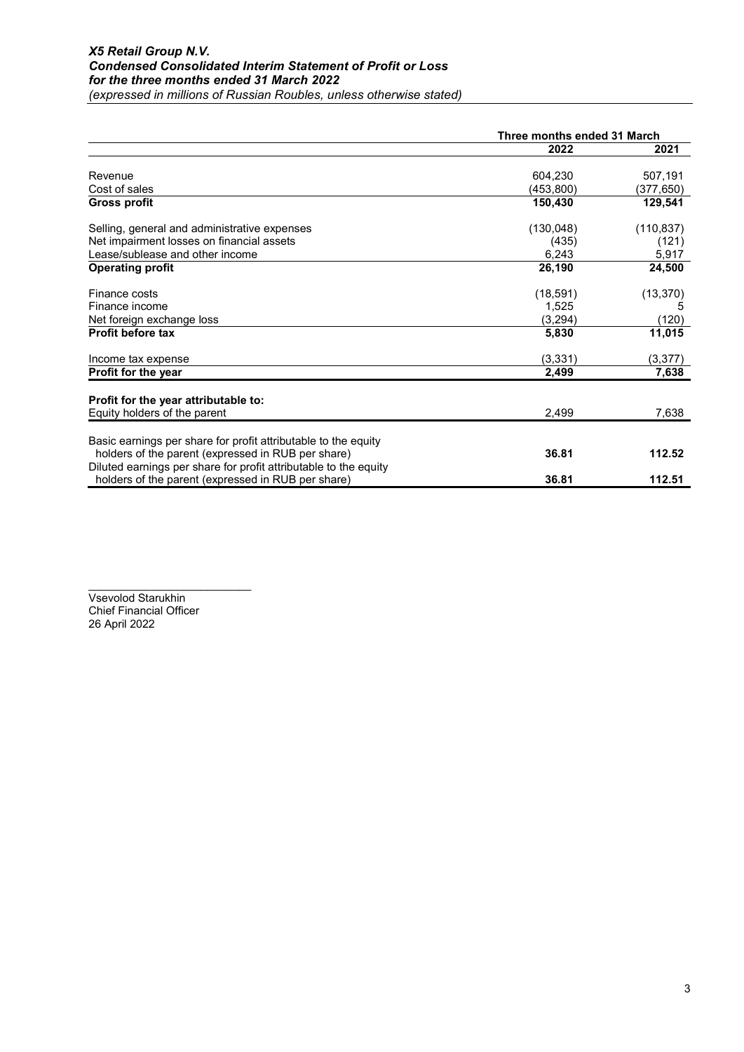***X5 Retail Group N.V.***
***Condensed Consolidated Interim Statement of Profit or Loss***
***for the three months ended 31 March 2022***
*(expressed in millions of Russian Roubles, unless otherwise stated)*

| | Three months ended 31 March | |
|---|---|---|
| | **2022** | **2021** |
| Revenue | 604,230 | 507,191 |
| Cost of sales | (453,800) | (377,650) |
| **Gross profit** | **150,430** | **129,541** |
| Selling, general and administrative expenses | (130,048) | (110,837) |
| Net impairment losses on financial assets | (435) | (121) |
| Lease/sublease and other income | 6,243 | 5,917 |
| **Operating profit** | **26,190** | **24,500** |
| Finance costs | (18,591) | (13,370) |
| Finance income | 1,525 | 5 |
| Net foreign exchange loss | (3,294) | (120) |
| **Profit before tax** | **5,830** | **11,015** |
| Income tax expense | (3,331) | (3,377) |
| **Profit for the year** | **2,499** | **7,638** |
| **Profit for the year attributable to:** | | |
| Equity holders of the parent | 2,499 | 7,638 |
| Basic earnings per share for profit attributable to the equity holders of the parent (expressed in RUB per share) | **36.81** | **112.52** |
| Diluted earnings per share for profit attributable to the equity holders of the parent (expressed in RUB per share) | **36.81** | **112.51** |

\_\_\_\_\_\_\_\_\_\_\_\_\_\_\_\_\_\_\_\_\_\_\_\_\_\_
Vsevolod Starukhin
Chief Financial Officer
26 April 2022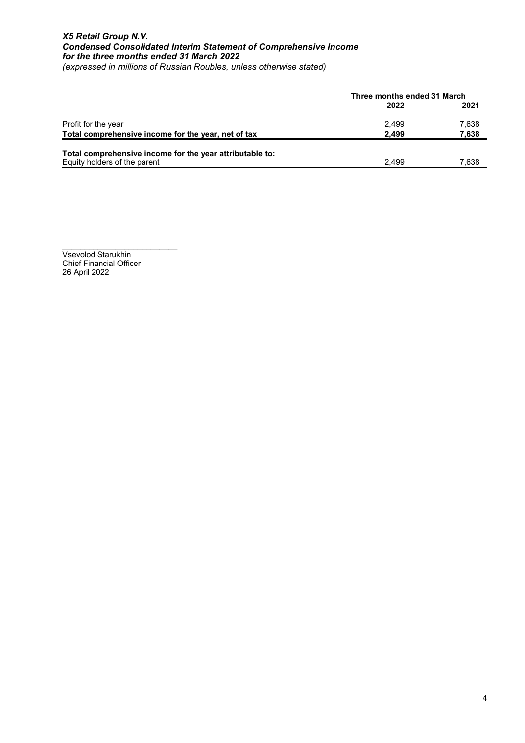*X5 Retail Group N.V.*
***Condensed Consolidated Interim Statement of Comprehensive Income***
***for the three months ended 31 March 2022***
*(expressed in millions of Russian Roubles, unless otherwise stated)*

| | Three months ended 31 March | |
|---|---|---|
| | **2022** | **2021** |
| Profit for the year | 2,499 | 7,638 |
| **Total comprehensive income for the year, net of tax** | **2,499** | **7,638** |
| **Total comprehensive income for the year attributable to:** | | |
| Equity holders of the parent | 2,499 | 7,638 |

\_\_\_\_\_\_\_\_\_\_\_\_\_\_\_\_\_\_\_\_\_\_\_\_\_\_
Vsevolod Starukhin
Chief Financial Officer
26 April 2022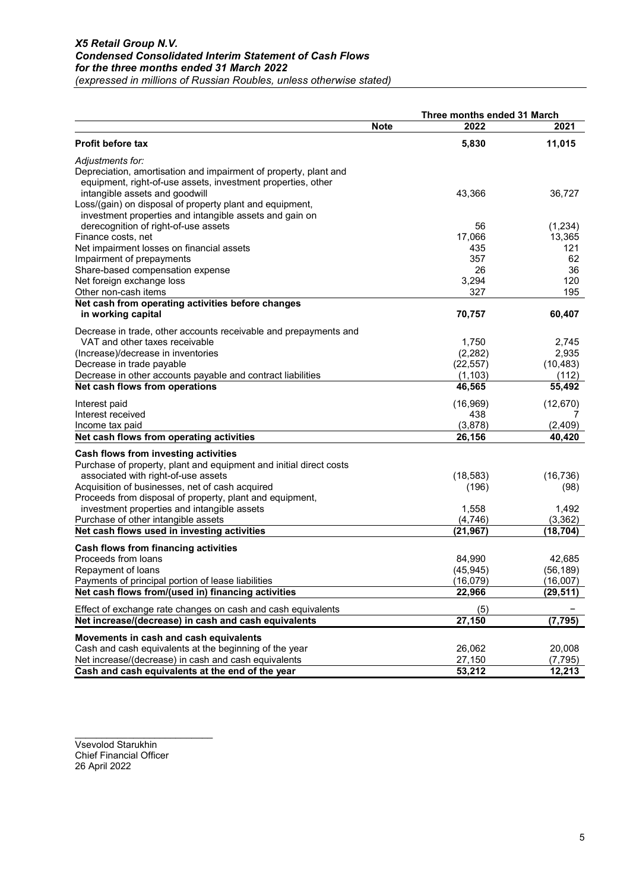# *X5 Retail Group N.V.*
## *Condensed Consolidated Interim Statement of Cash Flows*
### *for the three months ended 31 March 2022*
*(expressed in millions of Russian Roubles, unless otherwise stated)*

| | Note | Three months ended 31 March 2022 | 2021 |
|---|---|---|---|
| **Profit before tax** | | **5,830** | **11,015** |
| *Adjustments for:* | | | |
| Depreciation, amortisation and impairment of property, plant and equipment, right-of-use assets, investment properties, other intangible assets and goodwill | | 43,366 | 36,727 |
| Loss/(gain) on disposal of property plant and equipment, investment properties and intangible assets and gain on derecognition of right-of-use assets | | 56 | (1,234) |
| Finance costs, net | | 17,066 | 13,365 |
| Net impairment losses on financial assets | | 435 | 121 |
| Impairment of prepayments | | 357 | 62 |
| Share-based compensation expense | | 26 | 36 |
| Net foreign exchange loss | | 3,294 | 120 |
| Other non-cash items | | 327 | 195 |
| **Net cash from operating activities before changes in working capital** | | **70,757** | **60,407** |
| Decrease in trade, other accounts receivable and prepayments and VAT and other taxes receivable | | 1,750 | 2,745 |
| (Increase)/decrease in inventories | | (2,282) | 2,935 |
| Decrease in trade payable | | (22,557) | (10,483) |
| Decrease in other accounts payable and contract liabilities | | (1,103) | (112) |
| **Net cash flows from operations** | | **46,565** | **55,492** |
| Interest paid | | (16,969) | (12,670) |
| Interest received | | 438 | 7 |
| Income tax paid | | (3,878) | (2,409) |
| **Net cash flows from operating activities** | | **26,156** | **40,420** |
| **Cash flows from investing activities** | | | |
| Purchase of property, plant and equipment and initial direct costs associated with right-of-use assets | | (18,583) | (16,736) |
| Acquisition of businesses, net of cash acquired | | (196) | (98) |
| Proceeds from disposal of property, plant and equipment, investment properties and intangible assets | | 1,558 | 1,492 |
| Purchase of other intangible assets | | (4,746) | (3,362) |
| **Net cash flows used in investing activities** | | **(21,967)** | **(18,704)** |
| **Cash flows from financing activities** | | | |
| Proceeds from loans | | 84,990 | 42,685 |
| Repayment of loans | | (45,945) | (56,189) |
| Payments of principal portion of lease liabilities | | (16,079) | (16,007) |
| **Net cash flows from/(used in) financing activities** | | **22,966** | **(29,511)** |
| Effect of exchange rate changes on cash and cash equivalents | | (5) | – |
| **Net increase/(decrease) in cash and cash equivalents** | | **27,150** | **(7,795)** |
| **Movements in cash and cash equivalents** | | | |
| Cash and cash equivalents at the beginning of the year | | 26,062 | 20,008 |
| Net increase/(decrease) in cash and cash equivalents | | 27,150 | (7,795) |
| **Cash and cash equivalents at the end of the year** | | **53,212** | **12,213** |

\_\_\_\_\_\_\_\_\_\_\_\_\_\_\_\_\_\_\_\_\_\_\_\_\_\_\_

Vsevolod Starukhin
Chief Financial Officer
26 April 2022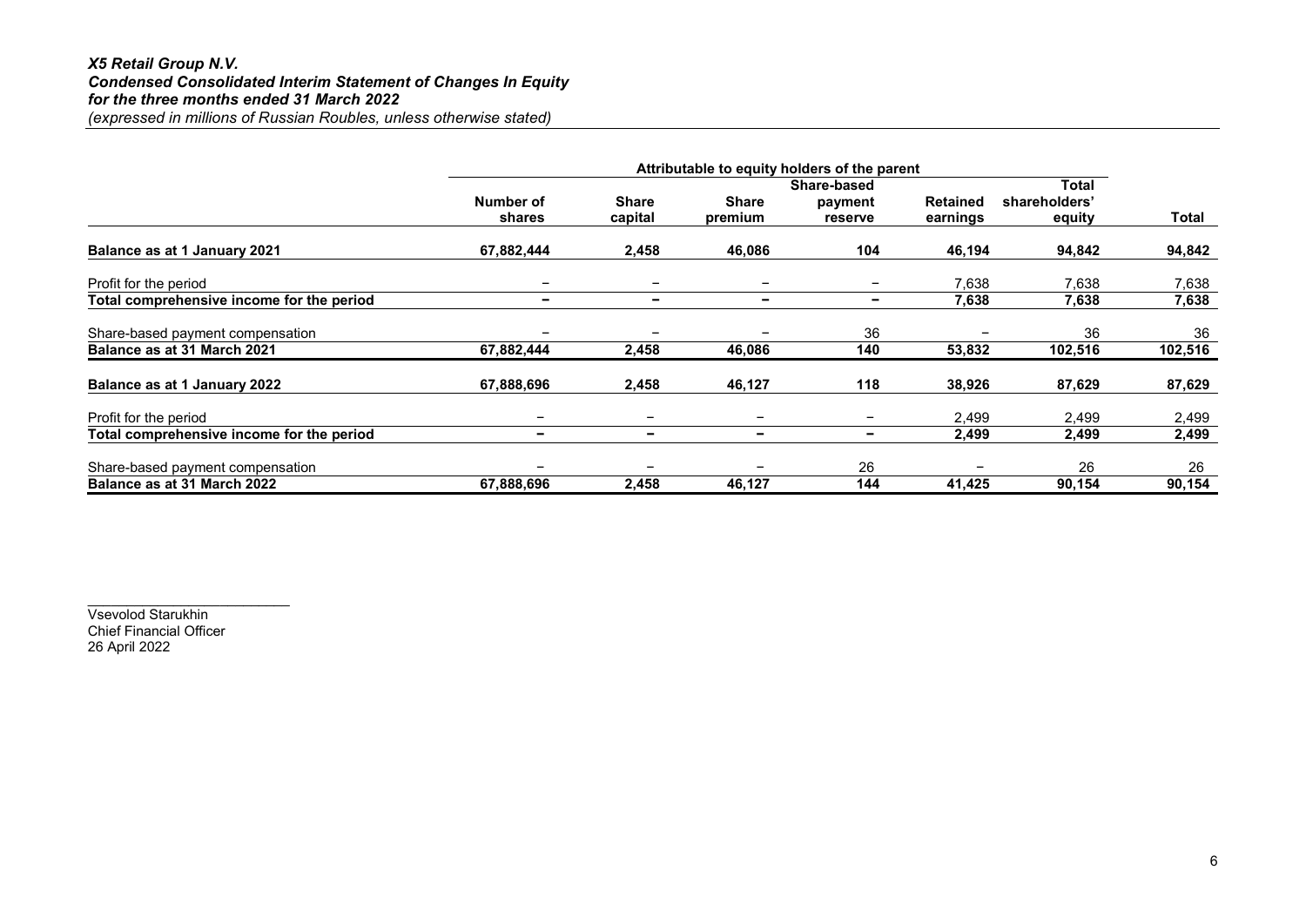*X5 Retail Group N.V.*
*Condensed Consolidated Interim Statement of Changes In Equity*
*for the three months ended 31 March 2022*
*(expressed in millions of Russian Roubles, unless otherwise stated)*

| | Attributable to equity holders of the parent | | | | | | |
|---|---|---|---|---|---|---|---|
| | **Number of shares** | **Share capital** | **Share premium** | **Share-based payment reserve** | **Retained earnings** | **Total shareholders' equity** | **Total** |
| **Balance as at 1 January 2021** | **67,882,444** | **2,458** | **46,086** | **104** | **46,194** | **94,842** | **94,842** |
| Profit for the period | − | − | − | − | 7,638 | 7,638 | 7,638 |
| **Total comprehensive income for the period** | **−** | **−** | **−** | **−** | **7,638** | **7,638** | **7,638** |
| Share-based payment compensation | − | − | − | 36 | − | 36 | 36 |
| **Balance as at 31 March 2021** | **67,882,444** | **2,458** | **46,086** | **140** | **53,832** | **102,516** | **102,516** |
| **Balance as at 1 January 2022** | **67,888,696** | **2,458** | **46,127** | **118** | **38,926** | **87,629** | **87,629** |
| Profit for the period | − | − | − | − | 2,499 | 2,499 | 2,499 |
| **Total comprehensive income for the period** | **−** | **−** | **−** | **−** | **2,499** | **2,499** | **2,499** |
| Share-based payment compensation | − | − | − | 26 | − | 26 | 26 |
| **Balance as at 31 March 2022** | **67,888,696** | **2,458** | **46,127** | **144** | **41,425** | **90,154** | **90,154** |

\_\_\_\_\_\_\_\_\_\_\_\_\_\_\_\_\_\_\_\_\_\_\_\_\_\_

Vsevolod Starukhin
Chief Financial Officer
26 April 2022